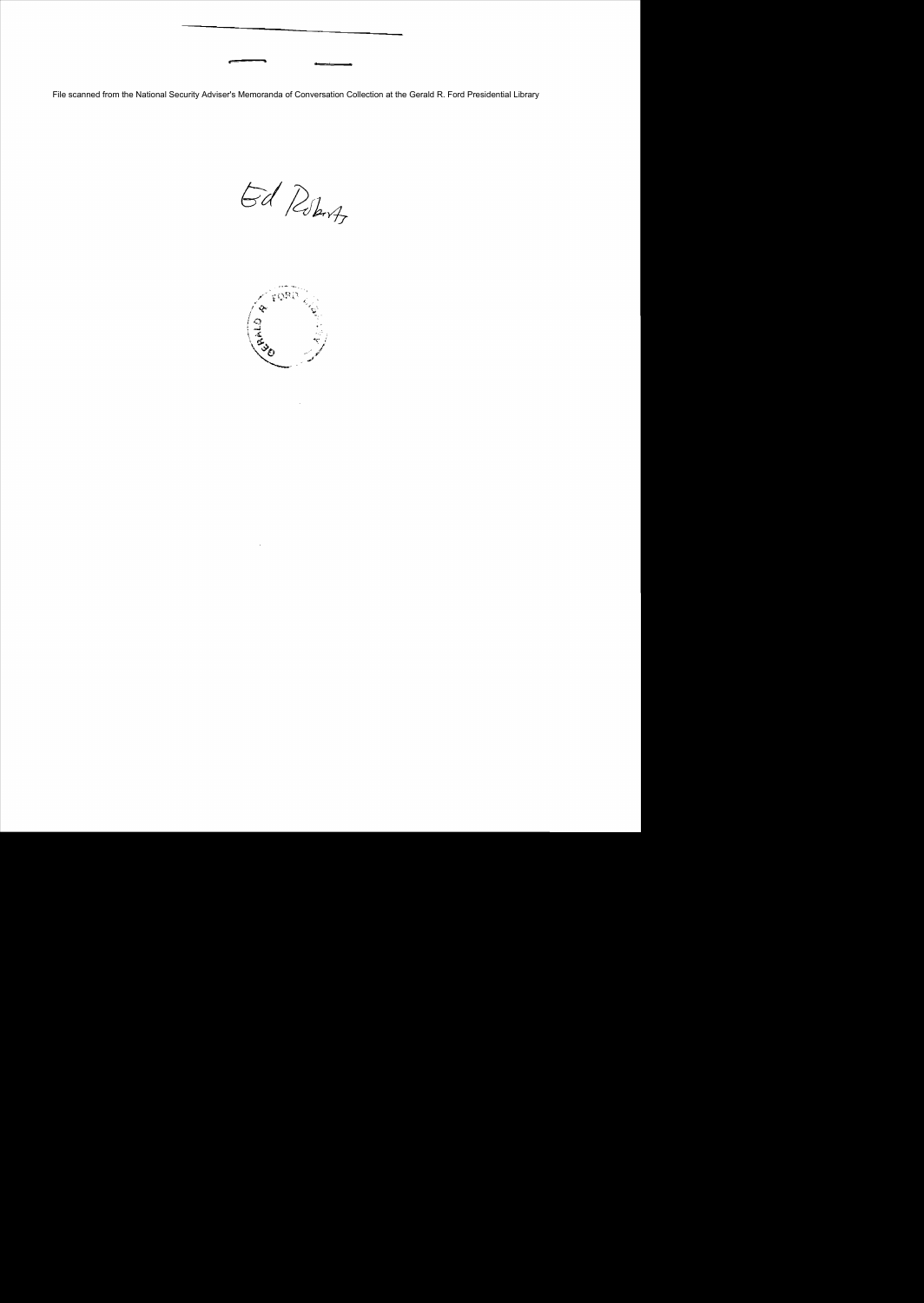File scanned from the National Security Adviser's Memoranda of Conversation Collection at the Gerald R. Ford Presidential Library

Ed Roberts

GERALD R. FORD LIBRARY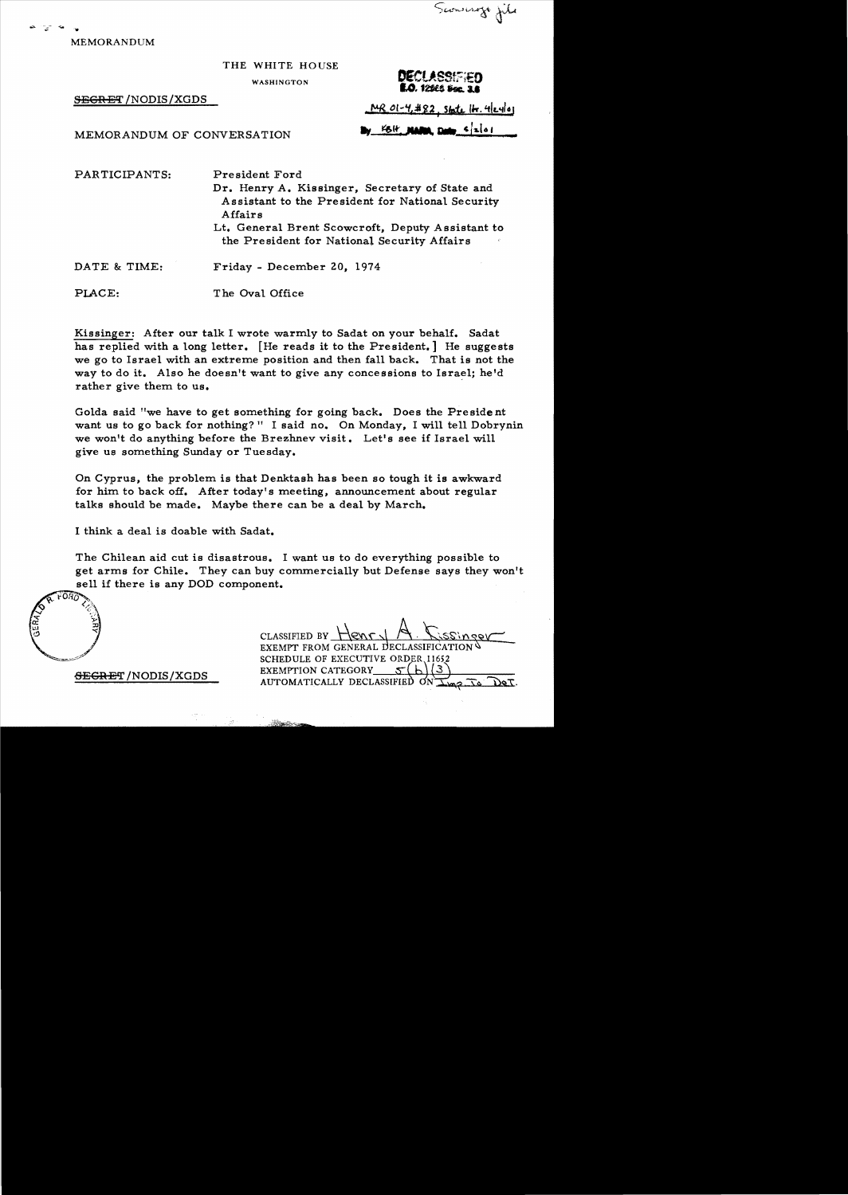Scowcroft file

MEMORANDUM

THE WHITE HOUSE

WASHINGTON

~~SECRET~~/NODIS/XGDS

DECLASSIFIED
E.O. 12958 Sec. 3.6
MR 01-4, #82, State ltr. 4/24/01
By KBH NARA, Date 6/2/01

MEMORANDUM OF CONVERSATION

PARTICIPANTS: President Ford
Dr. Henry A. Kissinger, Secretary of State and Assistant to the President for National Security Affairs
Lt. General Brent Scowcroft, Deputy Assistant to the President for National Security Affairs

DATE & TIME: Friday - December 20, 1974

PLACE: The Oval Office

Kissinger: After our talk I wrote warmly to Sadat on your behalf. Sadat has replied with a long letter. [He reads it to the President.] He suggests we go to Israel with an extreme position and then fall back. That is not the way to do it. Also he doesn't want to give any concessions to Israel; he'd rather give them to us.

Golda said "we have to get something for going back. Does the President want us to go back for nothing?" I said no. On Monday, I will tell Dobrynin we won't do anything before the Brezhnev visit. Let's see if Israel will give us something Sunday or Tuesday.

On Cyprus, the problem is that Denktash has been so tough it is awkward for him to back off. After today's meeting, announcement about regular talks should be made. Maybe there can be a deal by March.

I think a deal is doable with Sadat.

The Chilean aid cut is disastrous. I want us to do everything possible to get arms for Chile. They can buy commercially but Defense says they won't sell if there is any DOD component.

~~SECRET~~/NODIS/XGDS

CLASSIFIED BY Henry A. Kissinger
EXEMPT FROM GENERAL DECLASSIFICATION SCHEDULE OF EXECUTIVE ORDER 11652
EXEMPTION CATEGORY 5(b)(3)
AUTOMATICALLY DECLASSIFIED ON Imp. to Det.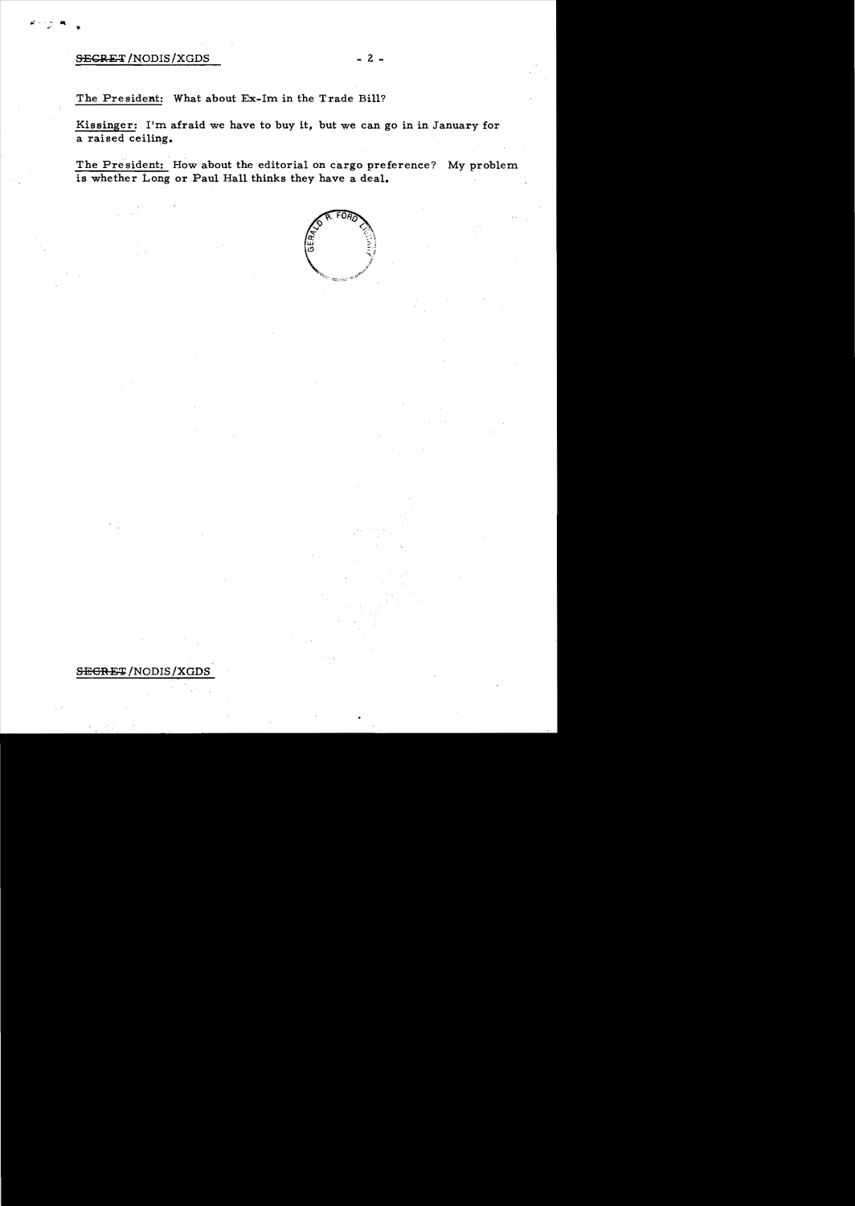The President: What about Ex-Im in the Trade Bill?

Kissinger: I'm afraid we have to buy it, but we can go in in January for a raised ceiling.

The President: How about the editorial on cargo preference? My problem is whether Long or Paul Hall thinks they have a deal.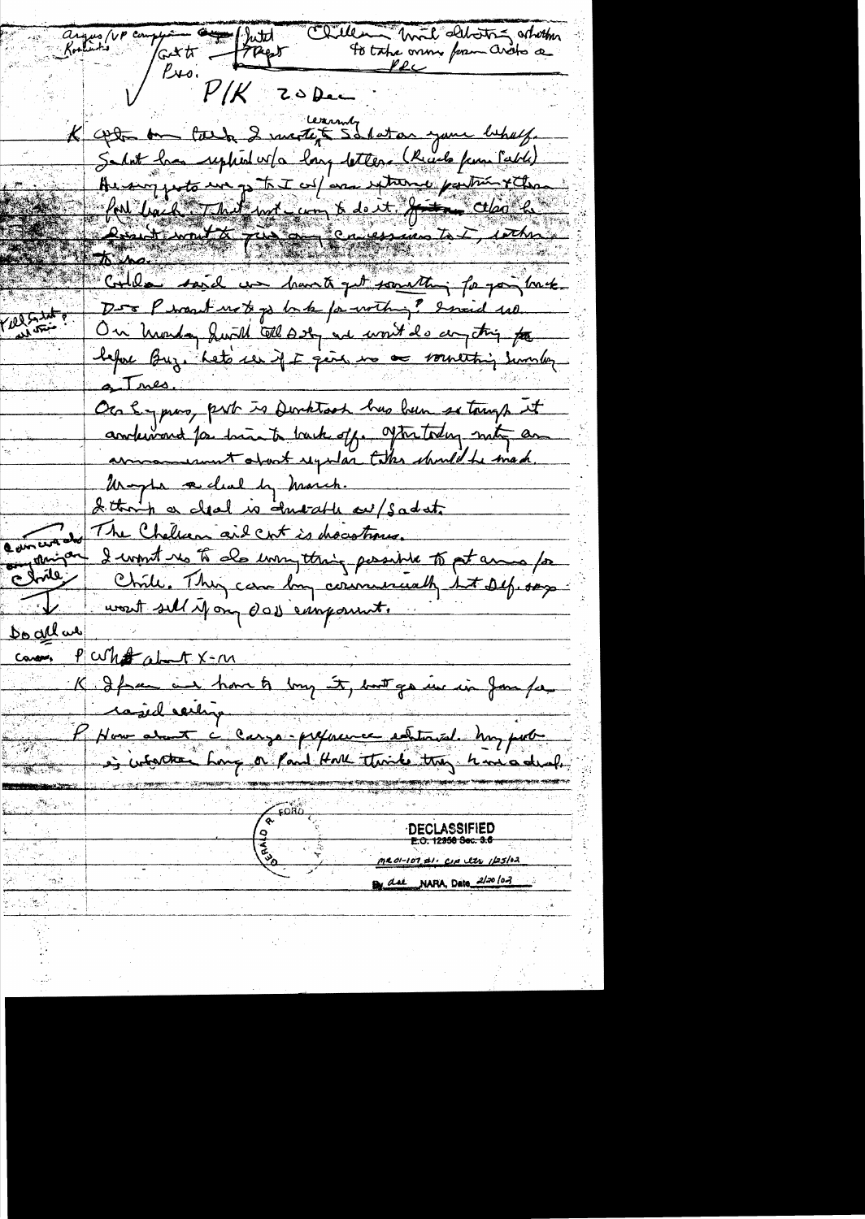Argus/VP campaign | Kostinko | Gutted | GATT | Pres. | Rept | Chilean bill debating whether to take arms from Arabs a PLC

P/K 20 Dec

K After our talk I wrote warmly to Sadat on your behalf. Sadat has replied w/a long letter. (Reads from cable) He says you're going to I w/ an extreme position & then fall back. That isn't way to do it. [crossed out] Also he doesn't want to give any concessions to I, rather to me.

Colby said we have to get something for you back. Does P want us to go back for nothing? I said no.

Tell Sadat all is on? On Monday [illegible] told Asty we won't do anything before Brz. Let's see if I give us a something Sunday or Tues.

Our Egyptians, prob is Dunktash has been so tough it awkward for him to back off. After today mtg an announcement about regular talks should be made. Maybe a deal by March.

I think a deal is doable w/Sadat.

Concerned over Chile. The Chilean aid cut is disastrous. I want us to do everything possible to get arms for Chile. They can buy commercially but Def. says won't sell if any DOD component.

Do all we can.

P What about X-M

K I fear we have to buy it, but go in in Jan for raised ceiling.

P How about c Cargo-preference extended. My prob is whether Long or Paul Hall think they have a deal.

DECLASSIFIED
E.O. 12958 Sec. 3.6
MR 01-107 #1: CIA ltr 1/25/02
By dal NARA, Date 2/20/03